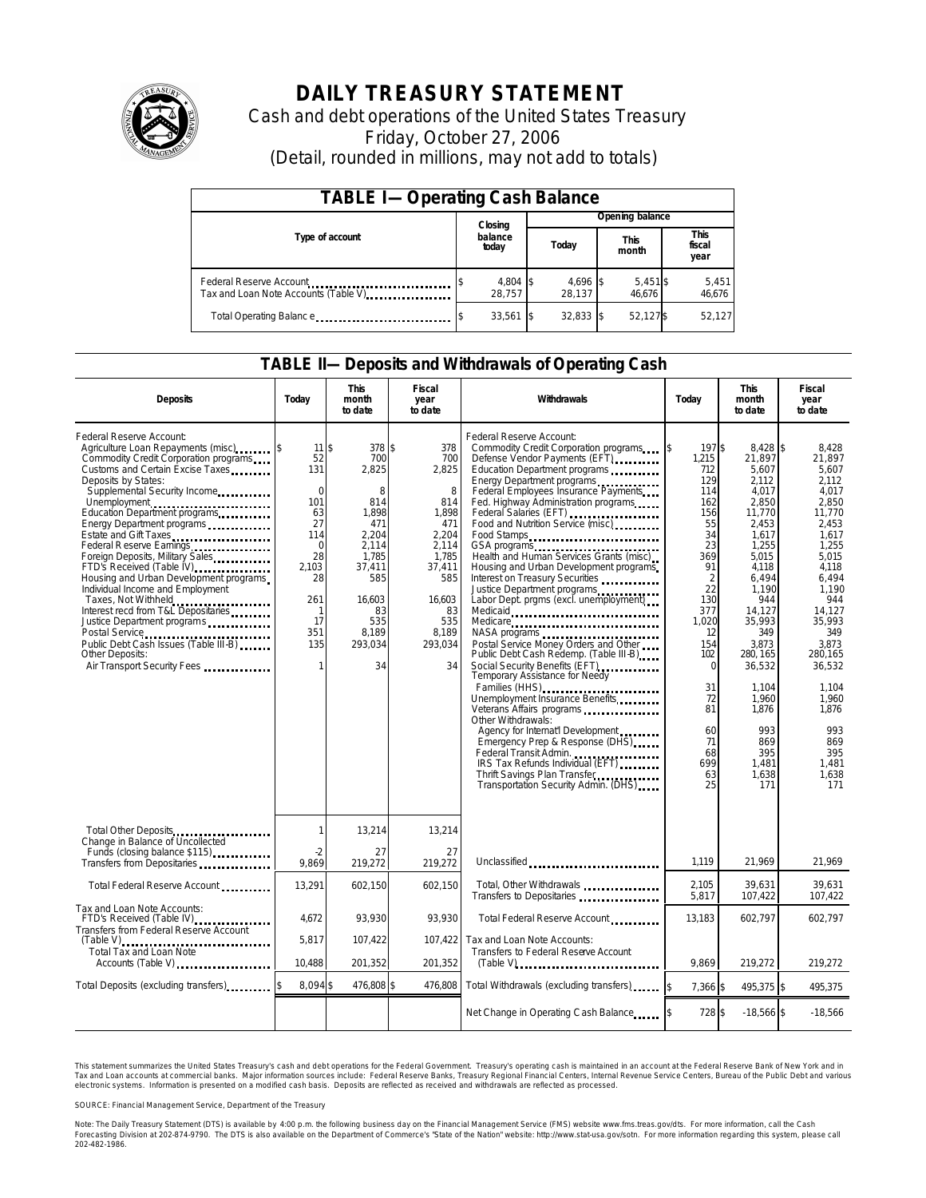# DAILY TREASURY STATEMENT

Cash and debt operations of the United States Treasury

Friday, October 27, 2006

(Detail, rounded in millions, may not add to totals)

## TABLE I—Operating Cash Balance

| Type of account | Closing balance today | Opening balance Today | Opening balance This month | Opening balance This fiscal year |
|---|---|---|---|---|
| Federal Reserve Account | $ 4,804 | $ 4,696 | $ 5,451 | $ 5,451 |
| Tax and Loan Note Accounts (Table V) | 28,757 | 28,137 | 46,676 | 46,676 |
| Total Operating Balance | $ 33,561 | $ 32,833 | $ 52,127 | $ 52,127 |

## TABLE II—Deposits and Withdrawals of Operating Cash

| Deposits | Today | This month to date | Fiscal year to date |
|---|---|---|---|
| Federal Reserve Account: | | | |
| Agriculture Loan Repayments (misc) | $ 11 | $ 378 | $ 378 |
| Commodity Credit Corporation programs | 52 | 700 | 700 |
| Customs and Certain Excise Taxes | 131 | 2,825 | 2,825 |
| Deposits by States: | | | |
| Supplemental Security Income | 0 | 8 | 8 |
| Unemployment | 101 | 814 | 814 |
| Education Department programs | 63 | 1,898 | 1,898 |
| Energy Department programs | 27 | 471 | 471 |
| Estate and Gift Taxes | 114 | 2,204 | 2,204 |
| Federal Reserve Earnings | 0 | 2,114 | 2,114 |
| Foreign Deposits, Military Sales | 28 | 1,785 | 1,785 |
| FTD's Received (Table IV) | 2,103 | 37,411 | 37,411 |
| Housing and Urban Development programs | 28 | 585 | 585 |
| Individual Income and Employment Taxes, Not Withheld | 261 | 16,603 | 16,603 |
| Interest recd from T&L Depositaries | 1 | 83 | 83 |
| Justice Department programs | 17 | 535 | 535 |
| Postal Service | 351 | 8,189 | 8,189 |
| Public Debt Cash Issues (Table III-B) | 135 | 293,034 | 293,034 |
| Other Deposits: | | | |
| Air Transport Security Fees | 1 | 34 | 34 |
| Total Other Deposits | 1 | 13,214 | 13,214 |
| Change in Balance of Uncollected Funds (closing balance $115) | -2 | 27 | 27 |
| Transfers from Depositaries | 9,869 | 219,272 | 219,272 |
| Total Federal Reserve Account | 13,291 | 602,150 | 602,150 |
| Tax and Loan Note Accounts: | | | |
| FTD's Received (Table IV) | 4,672 | 93,930 | 93,930 |
| Transfers from Federal Reserve Account (Table V) | 5,817 | 107,422 | 107,422 |
| Total Tax and Loan Note Accounts (Table V) | 10,488 | 201,352 | 201,352 |
| Total Deposits (excluding transfers) | $ 8,094 | $ 476,808 | $ 476,808 |

| Withdrawals | Today | This month to date | Fiscal year to date |
|---|---|---|---|
| Federal Reserve Account: | | | |
| Commodity Credit Corporation programs | $ 197 | $ 8,428 | $ 8,428 |
| Defense Vendor Payments (EFT) | 1,215 | 21,897 | 21,897 |
| Education Department programs | 712 | 5,607 | 5,607 |
| Energy Department programs | 129 | 2,112 | 2,112 |
| Federal Employees Insurance Payments | 114 | 4,017 | 4,017 |
| Fed. Highway Administration programs | 162 | 2,850 | 2,850 |
| Federal Salaries (EFT) | 156 | 11,770 | 11,770 |
| Food and Nutrition Service (misc) | 55 | 2,453 | 2,453 |
| Food Stamps | 34 | 1,617 | 1,617 |
| GSA programs | 23 | 1,255 | 1,255 |
| Health and Human Services Grants (misc) | 369 | 5,015 | 5,015 |
| Housing and Urban Development programs | 91 | 4,118 | 4,118 |
| Interest on Treasury Securities | 2 | 6,494 | 6,494 |
| Justice Department programs | 22 | 1,190 | 1,190 |
| Labor Dept. prgms (excl. unemployment) | 130 | 944 | 944 |
| Medicaid | 377 | 14,127 | 14,127 |
| Medicare | 1,020 | 35,993 | 35,993 |
| NASA programs | 12 | 349 | 349 |
| Postal Service Money Orders and Other | 154 | 3,873 | 3,873 |
| Public Debt Cash Redemp. (Table III-B) | 102 | 280,165 | 280,165 |
| Social Security Benefits (EFT) | 0 | 36,532 | 36,532 |
| Temporary Assistance for Needy Families (HHS) | 31 | 1,104 | 1,104 |
| Unemployment Insurance Benefits | 72 | 1,960 | 1,960 |
| Veterans Affairs programs | 81 | 1,876 | 1,876 |
| Other Withdrawals: | | | |
| Agency for Internat'l Development | 60 | 993 | 993 |
| Emergency Prep & Response (DHS) | 71 | 869 | 869 |
| Federal Transit Admin. | 68 | 395 | 395 |
| IRS Tax Refunds Individual (EFT) | 699 | 1,481 | 1,481 |
| Thrift Savings Plan Transfer | 63 | 1,638 | 1,638 |
| Transportation Security Admin. (DHS) | 25 | 171 | 171 |
| Unclassified | 1,119 | 21,969 | 21,969 |
| Total, Other Withdrawals | 2,105 | 39,631 | 39,631 |
| Transfers to Depositaries | 5,817 | 107,422 | 107,422 |
| Total Federal Reserve Account | 13,183 | 602,797 | 602,797 |
| Tax and Loan Note Accounts: | | | |
| Transfers to Federal Reserve Account (Table V) | 9,869 | 219,272 | 219,272 |
| Total Withdrawals (excluding transfers) | $ 7,366 | $ 495,375 | $ 495,375 |
| Net Change in Operating Cash Balance | $ 728 | $ -18,566 | $ -18,566 |

This statement summarizes the United States Treasury's cash and debt operations for the Federal Government. Treasury's operating cash is maintained in an account at the Federal Reserve Bank of New York and in Tax and Loan accounts at commercial banks. Major information sources include: Federal Reserve Banks, Treasury Regional Financial Centers, Internal Revenue Service Centers, Bureau of the Public Debt and various electronic systems. Information is presented on a modified cash basis. Deposits are reflected as received and withdrawals are reflected as processed.

SOURCE: Financial Management Service, Department of the Treasury

Note: The Daily Treasury Statement (DTS) is available by 4:00 p.m. the following business day on the Financial Management Service (FMS) website www.fms.treas.gov/dts. For more information, call the Cash Forecasting Division at 202-874-9790. The DTS is also available on the Department of Commerce's "State of the Nation" website: http://www.stat-usa.gov/sotn. For more information regarding this system, please call 202-482-1986.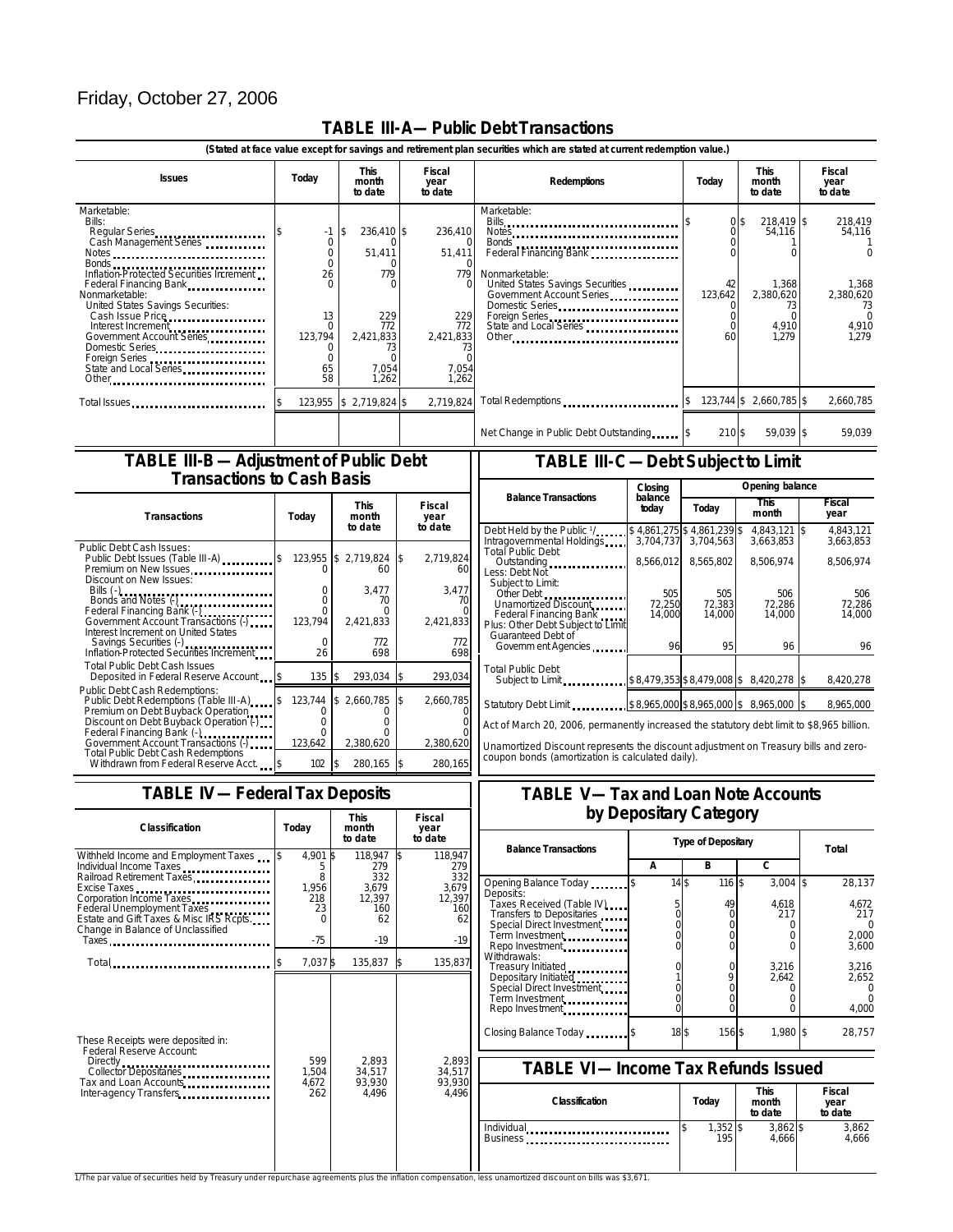Friday, October 27, 2006

## TABLE III-A — Public Debt Transactions

(Stated at face value except for savings and retirement plan securities which are stated at current redemption value.)

| Issues | Today | This month to date | Fiscal year to date | Redemptions | Today | This month to date | Fiscal year to date |
|---|---|---|---|---|---|---|---|
| Marketable: | | | | Marketable: | | | |
| Bills: | | | | Bills | $ 0 | $ 218,419 | $ 218,419 |
| Regular Series | $ -1 | $ 236,410 | $ 236,410 | Notes | 0 | 54,116 | 54,116 |
| Cash Management Series | 0 | 0 | 0 | Bonds | 0 | 1 | 1 |
| Notes | 0 | 51,411 | 51,411 | Federal Financing Bank | 0 | 0 | 0 |
| Bonds | 0 | 0 | 0 | | | | |
| Inflation-Protected Securities Increment | 26 | 779 | 779 | Nonmarketable: | | | |
| Federal Financing Bank | 0 | 0 | 0 | United States Savings Securities | 42 | 1,368 | 1,368 |
| Nonmarketable: | | | | Government Account Series | 123,642 | 2,380,620 | 2,380,620 |
| United States Savings Securities: | | | | Domestic Series | 0 | 73 | 73 |
| Cash Issue Price | 13 | 229 | 229 | Foreign Series | 0 | 0 | 0 |
| Interest Increment | 0 | 772 | 772 | State and Local Series | 0 | 4,910 | 4,910 |
| Government Account Series | 123,794 | 2,421,833 | 2,421,833 | Other | 60 | 1,279 | 1,279 |
| Domestic Series | 0 | 73 | 73 | | | | |
| Foreign Series | 0 | 0 | 0 | | | | |
| State and Local Series | 65 | 7,054 | 7,054 | | | | |
| Other | 58 | 1,262 | 1,262 | | | | |
| Total Issues | $ 123,955 | $ 2,719,824 | $ 2,719,824 | Total Redemptions | $ 123,744 | $ 2,660,785 | $ 2,660,785 |
| | | | | Net Change in Public Debt Outstanding | $ 210 | $ 59,039 | $ 59,039 |

## TABLE III-B — Adjustment of Public Debt Transactions to Cash Basis

| Transactions | Today | This month to date | Fiscal year to date |
|---|---|---|---|
| Public Debt Cash Issues: | | | |
| Public Debt Issues (Table III-A) | $ 123,955 | $ 2,719,824 | $ 2,719,824 |
| Premium on New Issues | 0 | 60 | 60 |
| Discount on New Issues: | | | |
| Bills (-) | 0 | 3,477 | 3,477 |
| Bonds and Notes (-) | 0 | 70 | 70 |
| Federal Financing Bank (-) | 0 | 0 | 0 |
| Government Account Transactions (-) | 123,794 | 2,421,833 | 2,421,833 |
| Interest Increment on United States Savings Securities (-) | 0 | 772 | 772 |
| Inflation-Protected Securities Increment | 26 | 698 | 698 |
| Total Public Debt Cash Issues Deposited in Federal Reserve Account | $ 135 | $ 293,034 | $ 293,034 |
| Public Debt Cash Redemptions: | | | |
| Public Debt Redemptions (Table III-A) | $ 123,744 | $ 2,660,785 | $ 2,660,785 |
| Premium on Debt Buyback Operation | 0 | 0 | 0 |
| Discount on Debt Buyback Operation (-) | 0 | 0 | 0 |
| Federal Financing Bank (-) | 0 | 0 | 0 |
| Government Account Transactions (-) | 123,642 | 2,380,620 | 2,380,620 |
| Total Public Debt Cash Redemptions Withdrawn from Federal Reserve Acct. | $ 102 | $ 280,165 | $ 280,165 |

## TABLE III-C — Debt Subject to Limit

| Balance Transactions | Closing balance today | Opening balance Today | Opening balance This month | Opening balance Fiscal year |
|---|---|---|---|---|
| Debt Held by the Public [1] | $ 4,861,275 | $ 4,861,239 | $ 4,843,121 | $ 4,843,121 |
| Intragovernmental Holdings | 3,704,737 | 3,704,563 | 3,663,853 | 3,663,853 |
| Total Public Debt Outstanding | 8,566,012 | 8,565,802 | 8,506,974 | 8,506,974 |
| Less: Debt Not Subject to Limit: | | | | |
| Other Debt | 505 | 505 | 506 | 506 |
| Unamortized Discount | 72,250 | 72,383 | 72,286 | 72,286 |
| Federal Financing Bank | 14,000 | 14,000 | 14,000 | 14,000 |
| Plus: Other Debt Subject to Limit | | | | |
| Guaranteed Debt of Government Agencies | 96 | 95 | 96 | 96 |
| Total Public Debt Subject to Limit | $ 8,479,353 | $ 8,479,008 | $ 8,420,278 | $ 8,420,278 |
| Statutory Debt Limit | $ 8,965,000 | $ 8,965,000 | $ 8,965,000 | $ 8,965,000 |

Act of March 20, 2006, permanently increased the statutory debt limit to $8,965 billion.

Unamortized Discount represents the discount adjustment on Treasury bills and zero-coupon bonds (amortization is calculated daily).

## TABLE IV — Federal Tax Deposits

| Classification | Today | This month to date | Fiscal year to date |
|---|---|---|---|
| Withheld Income and Employment Taxes | $ 4,901 | $ 118,947 | $ 118,947 |
| Individual Income Taxes | 5 | 279 | 279 |
| Railroad Retirement Taxes | 8 | 332 | 332 |
| Excise Taxes | 1,956 | 3,679 | 3,679 |
| Corporation Income Taxes | 218 | 12,397 | 12,397 |
| Federal Unemployment Taxes | 23 | 160 | 160 |
| Estate and Gift Taxes & Misc IRS Rcpts. | 0 | 62 | 62 |
| Change in Balance of Unclassified Taxes | -75 | -19 | -19 |
| Total | $ 7,037 | $ 135,837 | $ 135,837 |
| These Receipts were deposited in: | | | |
| Federal Reserve Account: | | | |
| Directly | 599 | 2,893 | 2,893 |
| Collector Depositaries | 1,504 | 34,517 | 34,517 |
| Tax and Loan Accounts | 4,672 | 93,930 | 93,930 |
| Inter-agency Transfers | 262 | 4,496 | 4,496 |

## TABLE V — Tax and Loan Note Accounts by Depositary Category

| Balance Transactions | Type of Depositary A | Type of Depositary B | Type of Depositary C | Total |
|---|---|---|---|---|
| Opening Balance Today | $ 14 | $ 116 | $ 3,004 | $ 28,137 |
| Deposits: | | | | |
| Taxes Received (Table IV) | 5 | 49 | 4,618 | 4,672 |
| Transfers to Depositaries | 0 | 0 | 217 | 217 |
| Special Direct Investment | 0 | 0 | 0 | 0 |
| Term Investment | 0 | 0 | 0 | 2,000 |
| Repo Investment | 0 | 0 | 0 | 3,600 |
| Withdrawals: | | | | |
| Treasury Initiated | 0 | 0 | 3,216 | 3,216 |
| Depositary Initiated | 1 | 9 | 2,642 | 2,652 |
| Special Direct Investment | 0 | 0 | 0 | 0 |
| Term Investment | 0 | 0 | 0 | 0 |
| Repo Investment | 0 | 0 | 0 | 4,000 |
| Closing Balance Today | $ 18 | $ 156 | $ 1,980 | $ 28,757 |

## TABLE VI — Income Tax Refunds Issued

| Classification | Today | This month to date | Fiscal year to date |
|---|---|---|---|
| Individual | $ 1,352 | $ 3,862 | $ 3,862 |
| Business | 195 | 4,666 | 4,666 |

1/The par value of securities held by Treasury under repurchase agreements plus the inflation compensation, less unamortized discount on bills was $3,671.